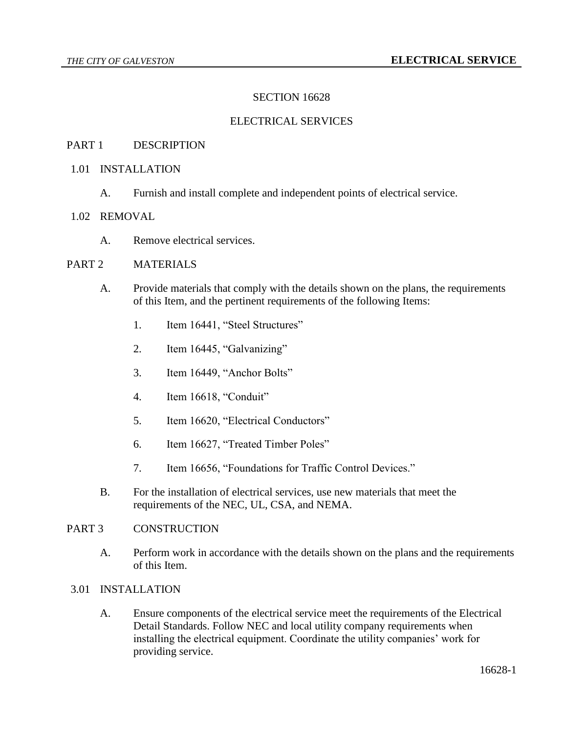# SECTION 16628

# ELECTRICAL SERVICES

## PART 1 DESCRIPTION

### 1.01 INSTALLATION

A. Furnish and install complete and independent points of electrical service.

### 1.02 REMOVAL

A. Remove electrical services.

## PART 2 MATERIALS

A. Provide materials that comply with the details shown on the plans, the requirements of this Item, and the pertinent requirements of the following Items:

1. Item 16441, "Steel Structures"
2. Item 16445, "Galvanizing"
3. Item 16449, "Anchor Bolts"
4. Item 16618, "Conduit"
5. Item 16620, "Electrical Conductors"
6. Item 16627, "Treated Timber Poles"
7. Item 16656, "Foundations for Traffic Control Devices."

B. For the installation of electrical services, use new materials that meet the requirements of the NEC, UL, CSA, and NEMA.

## PART 3 CONSTRUCTION

A. Perform work in accordance with the details shown on the plans and the requirements of this Item.

### 3.01 INSTALLATION

A. Ensure components of the electrical service meet the requirements of the Electrical Detail Standards. Follow NEC and local utility company requirements when installing the electrical equipment. Coordinate the utility companies' work for providing service.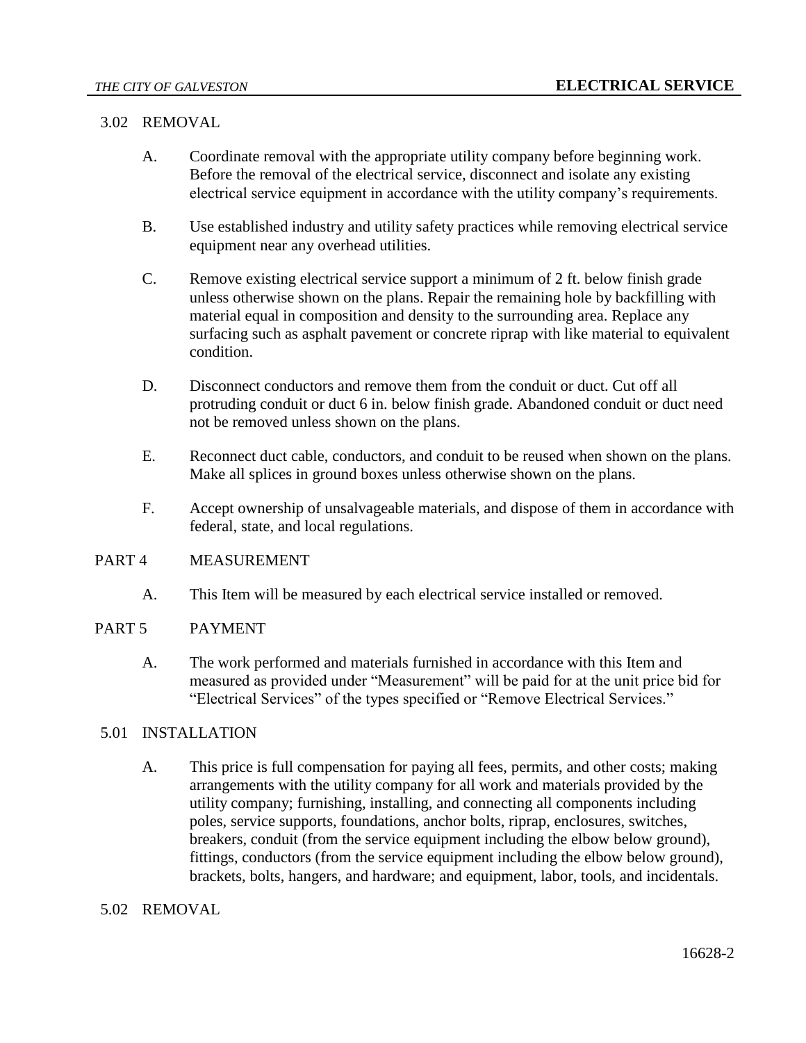## 3.02 REMOVAL

A. Coordinate removal with the appropriate utility company before beginning work. Before the removal of the electrical service, disconnect and isolate any existing electrical service equipment in accordance with the utility company's requirements.

B. Use established industry and utility safety practices while removing electrical service equipment near any overhead utilities.

C. Remove existing electrical service support a minimum of 2 ft. below finish grade unless otherwise shown on the plans. Repair the remaining hole by backfilling with material equal in composition and density to the surrounding area. Replace any surfacing such as asphalt pavement or concrete riprap with like material to equivalent condition.

D. Disconnect conductors and remove them from the conduit or duct. Cut off all protruding conduit or duct 6 in. below finish grade. Abandoned conduit or duct need not be removed unless shown on the plans.

E. Reconnect duct cable, conductors, and conduit to be reused when shown on the plans. Make all splices in ground boxes unless otherwise shown on the plans.

F. Accept ownership of unsalvageable materials, and dispose of them in accordance with federal, state, and local regulations.

# PART 4 MEASUREMENT

A. This Item will be measured by each electrical service installed or removed.

# PART 5 PAYMENT

A. The work performed and materials furnished in accordance with this Item and measured as provided under "Measurement" will be paid for at the unit price bid for "Electrical Services" of the types specified or "Remove Electrical Services."

## 5.01 INSTALLATION

A. This price is full compensation for paying all fees, permits, and other costs; making arrangements with the utility company for all work and materials provided by the utility company; furnishing, installing, and connecting all components including poles, service supports, foundations, anchor bolts, riprap, enclosures, switches, breakers, conduit (from the service equipment including the elbow below ground), fittings, conductors (from the service equipment including the elbow below ground), brackets, bolts, hangers, and hardware; and equipment, labor, tools, and incidentals.

## 5.02 REMOVAL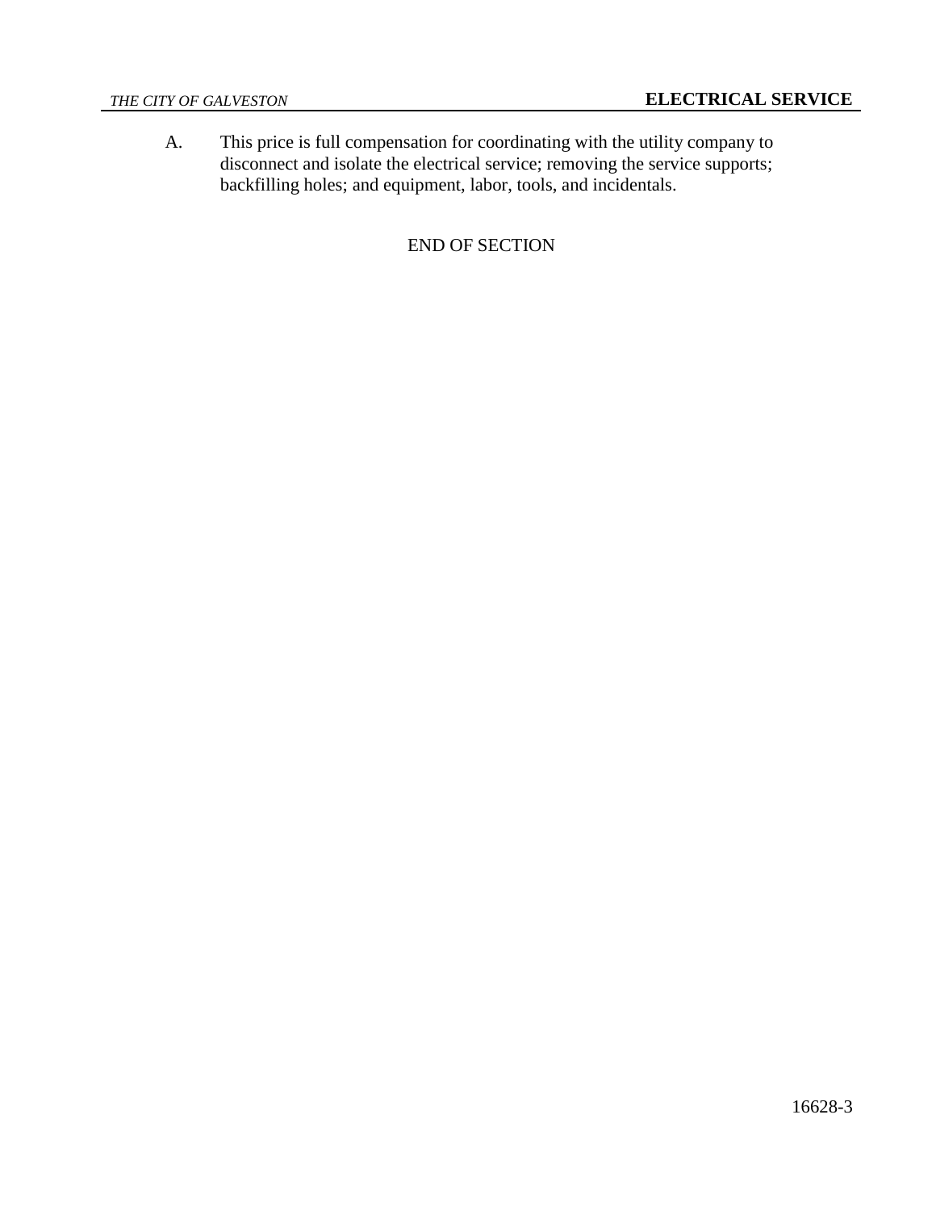A. This price is full compensation for coordinating with the utility company to disconnect and isolate the electrical service; removing the service supports; backfilling holes; and equipment, labor, tools, and incidentals.

END OF SECTION